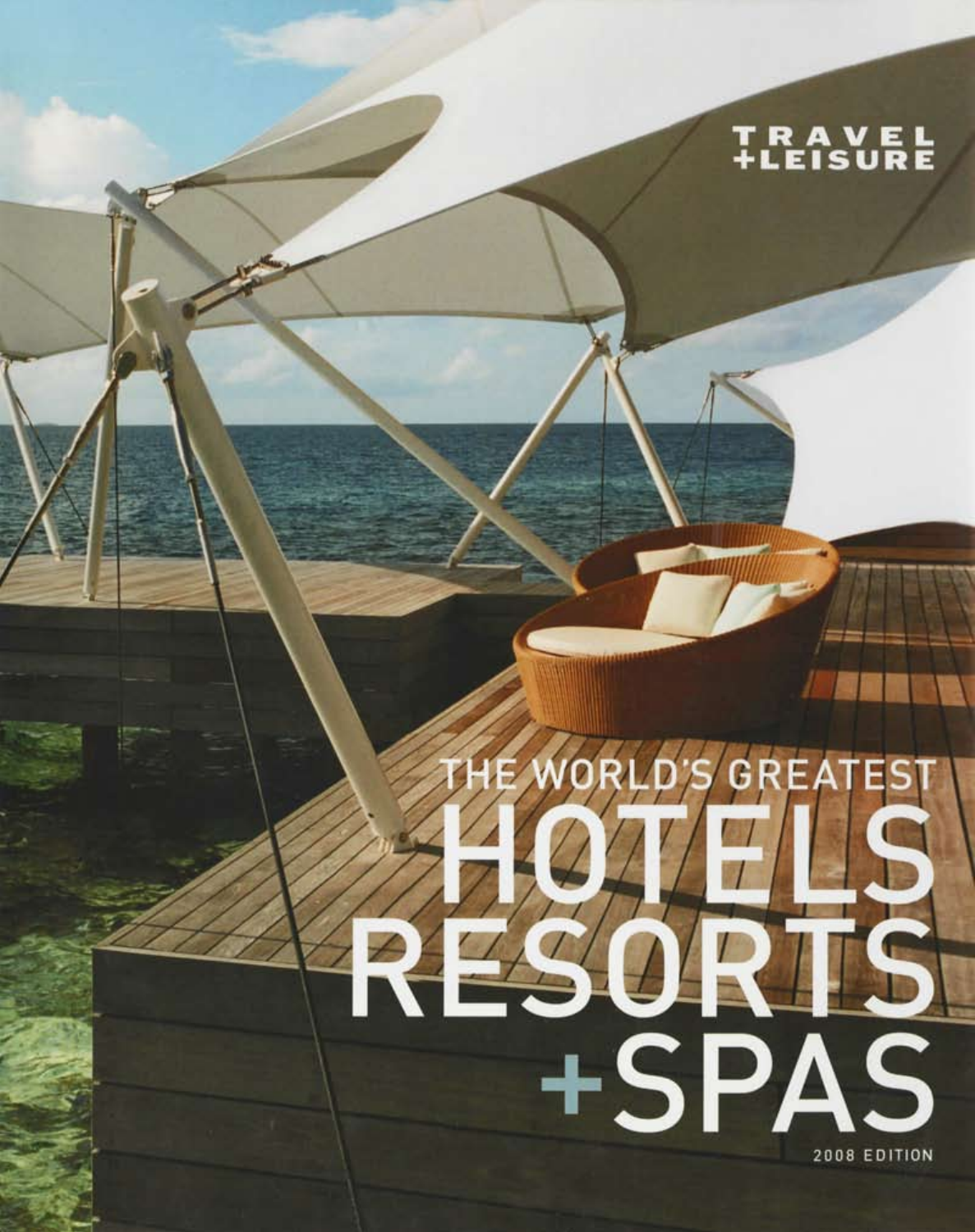TRAVEL +LEISURE

# THE WORLD'S GREATEST HOTELS RESORTS +SPAS

2008 EDITION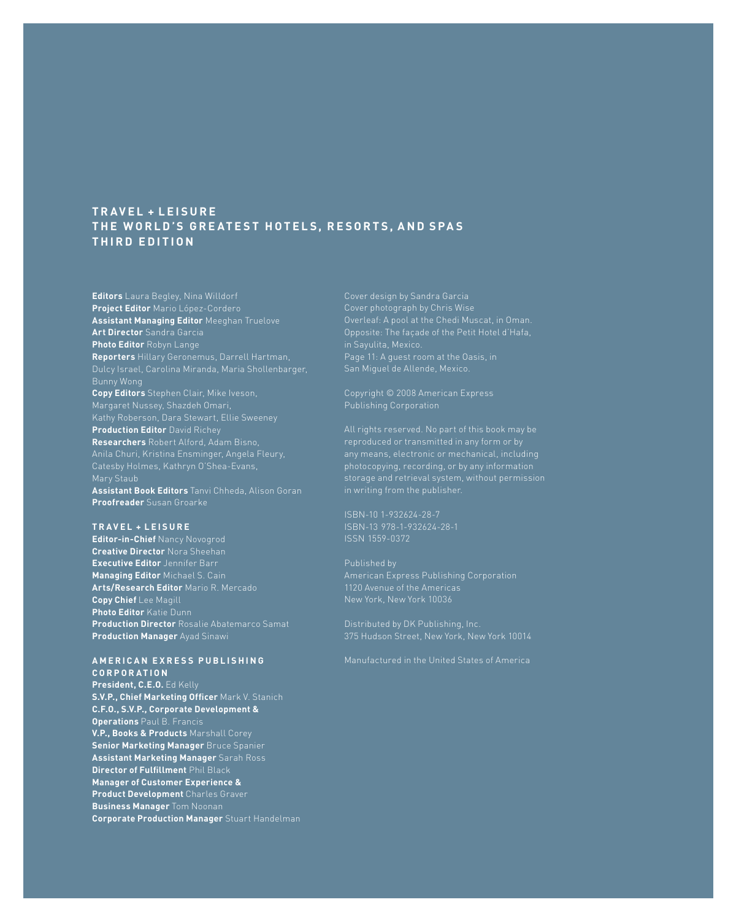**TRAVEL + LEISURE**
**THE WORLD'S GREATEST HOTELS, RESORTS, AND SPAS**
**THIRD EDITION**

**Editors** Laura Begley, Nina Willdorf
**Project Editor** Mario López-Cordero
**Assistant Managing Editor** Meeghan Truelove
**Art Director** Sandra Garcia
**Photo Editor** Robyn Lange
**Reporters** Hillary Geronemus, Darrell Hartman, Dulcy Israel, Carolina Miranda, Maria Shollenbarger, Bunny Wong
**Copy Editors** Stephen Clair, Mike Iveson, Margaret Nussey, Shazdeh Omari, Kathy Roberson, Dara Stewart, Ellie Sweeney
**Production Editor** David Richey
**Researchers** Robert Alford, Adam Bisno, Anila Churi, Kristina Ensminger, Angela Fleury, Catesby Holmes, Kathryn O'Shea-Evans, Mary Staub
**Assistant Book Editors** Tanvi Chheda, Alison Goran
**Proofreader** Susan Groarke

**TRAVEL + LEISURE**
**Editor-in-Chief** Nancy Novogrod
**Creative Director** Nora Sheehan
**Executive Editor** Jennifer Barr
**Managing Editor** Michael S. Cain
**Arts/Research Editor** Mario R. Mercado
**Copy Chief** Lee Magill
**Photo Editor** Katie Dunn
**Production Director** Rosalie Abatemarco Samat
**Production Manager** Ayad Sinawi

**AMERICAN EXPRESS PUBLISHING CORPORATION**
**President, C.E.O.** Ed Kelly
**S.V.P., Chief Marketing Officer** Mark V. Stanich
**C.F.O., S.V.P., Corporate Development & Operations** Paul B. Francis
**V.P., Books & Products** Marshall Corey
**Senior Marketing Manager** Bruce Spanier
**Assistant Marketing Manager** Sarah Ross
**Director of Fulfillment** Phil Black
**Manager of Customer Experience & Product Development** Charles Graver
**Business Manager** Tom Noonan
**Corporate Production Manager** Stuart Handelman

Cover design by Sandra Garcia
Cover photograph by Chris Wise
Overleaf: A pool at the Chedi Muscat, in Oman.
Opposite: The façade of the Petit Hotel d'Hafa, in Sayulita, Mexico.
Page 11: A guest room at the Oasis, in San Miguel de Allende, Mexico.

Copyright © 2008 American Express Publishing Corporation

All rights reserved. No part of this book may be reproduced or transmitted in any form or by any means, electronic or mechanical, including photocopying, recording, or by any information storage and retrieval system, without permission in writing from the publisher.

ISBN-10 1-932624-28-7
ISBN-13 978-1-932624-28-1
ISSN 1559-0372

Published by
American Express Publishing Corporation
1120 Avenue of the Americas
New York, New York 10036

Distributed by DK Publishing, Inc.
375 Hudson Street, New York, New York 10014

Manufactured in the United States of America